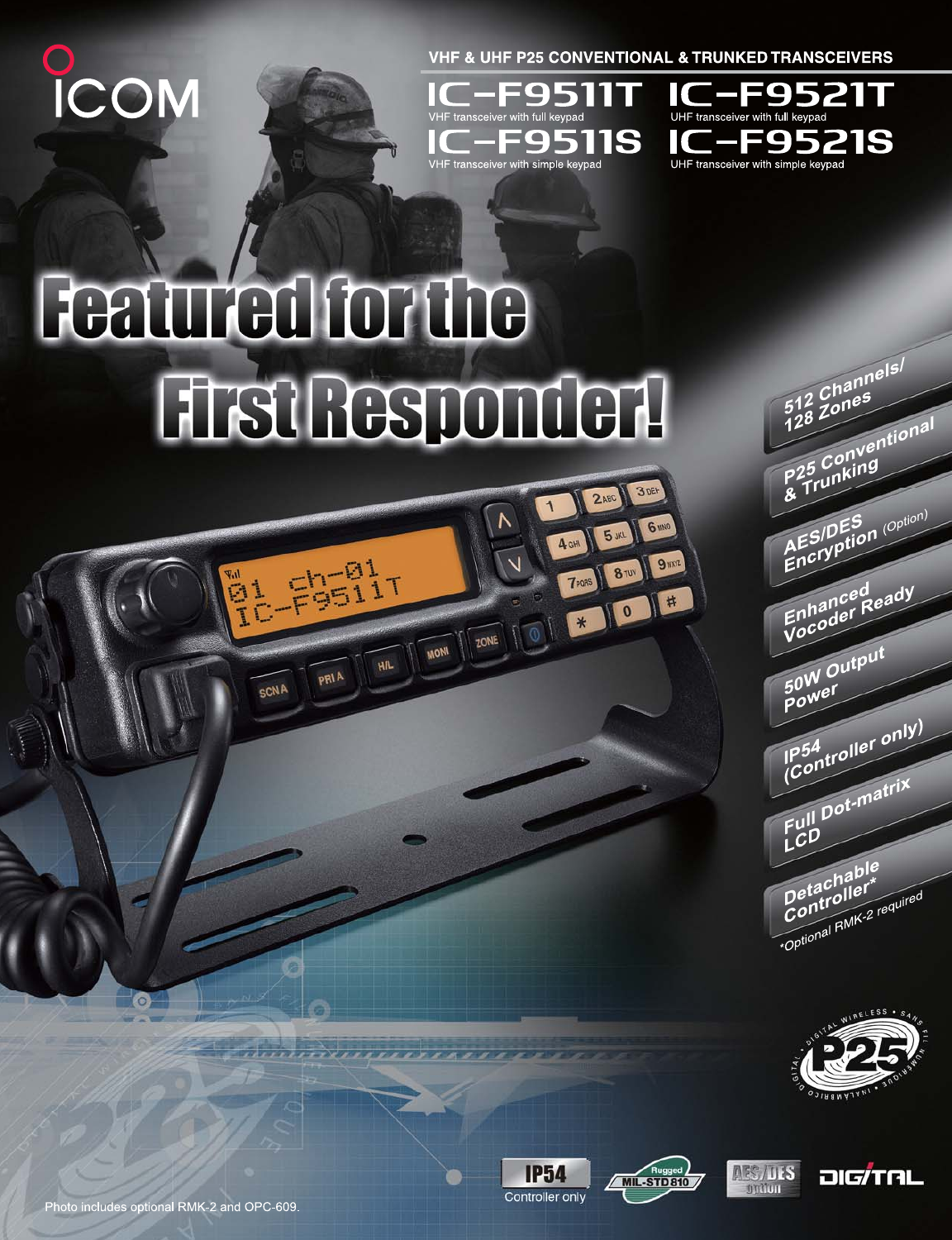ICOM

VHF & UHF P25 CONVENTIONAL & TRUNKED TRANSCEIVERS

# IC-F9511T
VHF transceiver with full keypad

# IC-F9521T
UHF transceiver with full keypad

# IC-F9511S
VHF transceiver with simple keypad

# IC-F9521S
UHF transceiver with simple keypad

# Featured for the First Responder!

- 512 Channels/ 128 Zones
- P25 Conventional & Trunking
- AES/DES Encryption (Option)
- Enhanced Vocoder Ready
- 50W Output Power
- IP54 (Controller only)
- Full Dot-matrix LCD
- Detachable Controller*

*Optional RMK-2 required

IP54 Controller only

Rugged MIL-STD 810

AES/DES option

DIGITAL

Photo includes optional RMK-2 and OPC-609.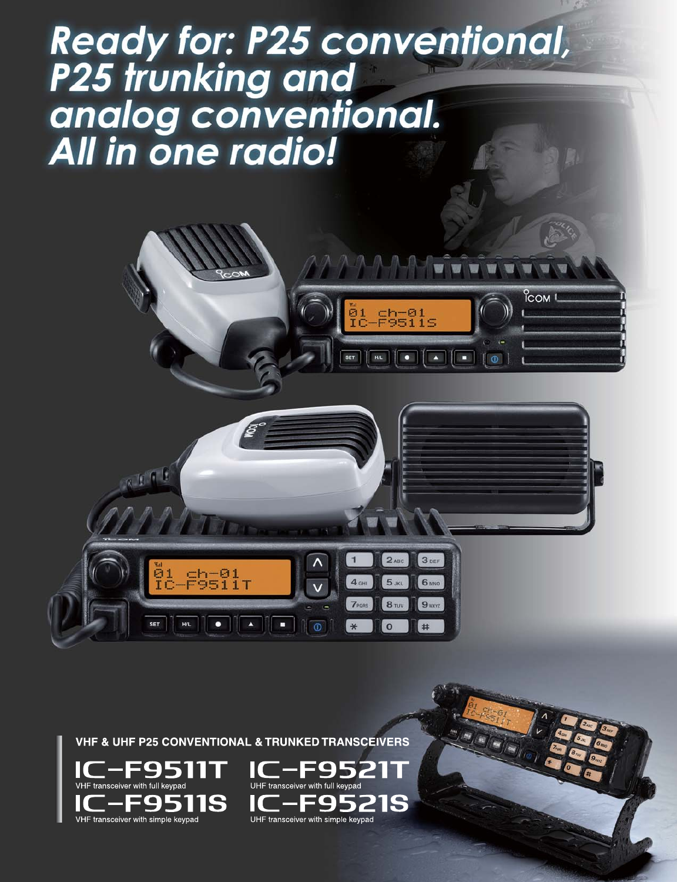# Ready for: P25 conventional, P25 trunking and analog conventional. All in one radio!

VHF & UHF P25 CONVENTIONAL & TRUNKED TRANSCEIVERS

## IC-F9511T
VHF transceiver with full keypad

## IC-F9521T
UHF transceiver with full keypad

## IC-F9511S
VHF transceiver with simple keypad

## IC-F9521S
UHF transceiver with simple keypad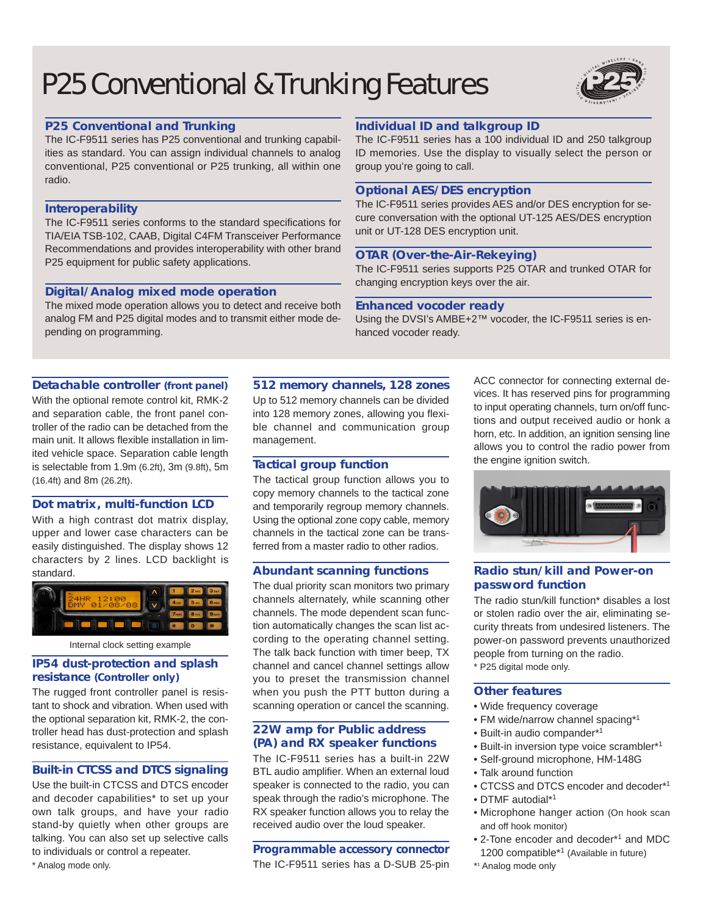# P25 Conventional & Trunking Features

## P25 Conventional and Trunking

The IC-F9511 series has P25 conventional and trunking capabilities as standard. You can assign individual channels to analog conventional, P25 conventional or P25 trunking, all within one radio.

## Interoperability

The IC-F9511 series conforms to the standard specifications for TIA/EIA TSB-102, CAAB, Digital C4FM Transceiver Performance Recommendations and provides interoperability with other brand P25 equipment for public safety applications.

## Digital/Analog mixed mode operation

The mixed mode operation allows you to detect and receive both analog FM and P25 digital modes and to transmit either mode depending on programming.

## Individual ID and talkgroup ID

The IC-F9511 series has a 100 individual ID and 250 talkgroup ID memories. Use the display to visually select the person or group you're going to call.

## Optional AES/DES encryption

The IC-F9511 series provides AES and/or DES encryption for secure conversation with the optional UT-125 AES/DES encryption unit or UT-128 DES encryption unit.

## OTAR (Over-the-Air-Rekeying)

The IC-F9511 series supports P25 OTAR and trunked OTAR for changing encryption keys over the air.

## Enhanced vocoder ready

Using the DVSI's AMBE+2™ vocoder, the IC-F9511 series is enhanced vocoder ready.

### Detachable controller (front panel)

With the optional remote control kit, RMK-2 and separation cable, the front panel controller of the radio can be detached from the main unit. It allows flexible installation in limited vehicle space. Separation cable length is selectable from 1.9m (6.2ft), 3m (9.8ft), 5m (16.4ft) and 8m (26.2ft).

### Dot matrix, multi-function LCD

With a high contrast dot matrix display, upper and lower case characters can be easily distinguished. The display shows 12 characters by 2 lines. LCD backlight is standard.

Internal clock setting example

### IP54 dust-protection and splash resistance (Controller only)

The rugged front controller panel is resistant to shock and vibration. When used with the optional separation kit, RMK-2, the controller head has dust-protection and splash resistance, equivalent to IP54.

### Built-in CTCSS and DTCS signaling

Use the built-in CTCSS and DTCS encoder and decoder capabilities* to set up your own talk groups, and have your radio stand-by quietly when other groups are talking. You can also set up selective calls to individuals or control a repeater.

\* Analog mode only.

### 512 memory channels, 128 zones

Up to 512 memory channels can be divided into 128 memory zones, allowing you flexible channel and communication group management.

### Tactical group function

The tactical group function allows you to copy memory channels to the tactical zone and temporarily regroup memory channels. Using the optional zone copy cable, memory channels in the tactical zone can be transferred from a master radio to other radios.

### Abundant scanning functions

The dual priority scan monitors two primary channels alternately, while scanning other channels. The mode dependent scan function automatically changes the scan list according to the operating channel setting. The talk back function with timer beep, TX channel and cancel channel settings allow you to preset the transmission channel when you push the PTT button during a scanning operation or cancel the scanning.

### 22W amp for Public address (PA) and RX speaker functions

The IC-F9511 series has a built-in 22W BTL audio amplifier. When an external loud speaker is connected to the radio, you can speak through the radio's microphone. The RX speaker function allows you to relay the received audio over the loud speaker.

### Programmable accessory connector

The IC-F9511 series has a D-SUB 25-pin ACC connector for connecting external devices. It has reserved pins for programming to input operating channels, turn on/off functions and output received audio or honk a horn, etc. In addition, an ignition sensing line allows you to control the radio power from the engine ignition switch.

### Radio stun/kill and Power-on password function

The radio stun/kill function* disables a lost or stolen radio over the air, eliminating security threats from undesired listeners. The power-on password prevents unauthorized people from turning on the radio.

\* P25 digital mode only.

### Other features

- Wide frequency coverage
- FM wide/narrow channel spacing*[1]
- Built-in audio compander*[1]
- Built-in inversion type voice scrambler*[1]
- Self-ground microphone, HM-148G
- Talk around function
- CTCSS and DTCS encoder and decoder*[1]
- DTMF autodial*[1]
- Microphone hanger action (On hook scan and off hook monitor)
- 2-Tone encoder and decoder*[1] and MDC 1200 compatible*[1] (Available in future)

*[1] Analog mode only